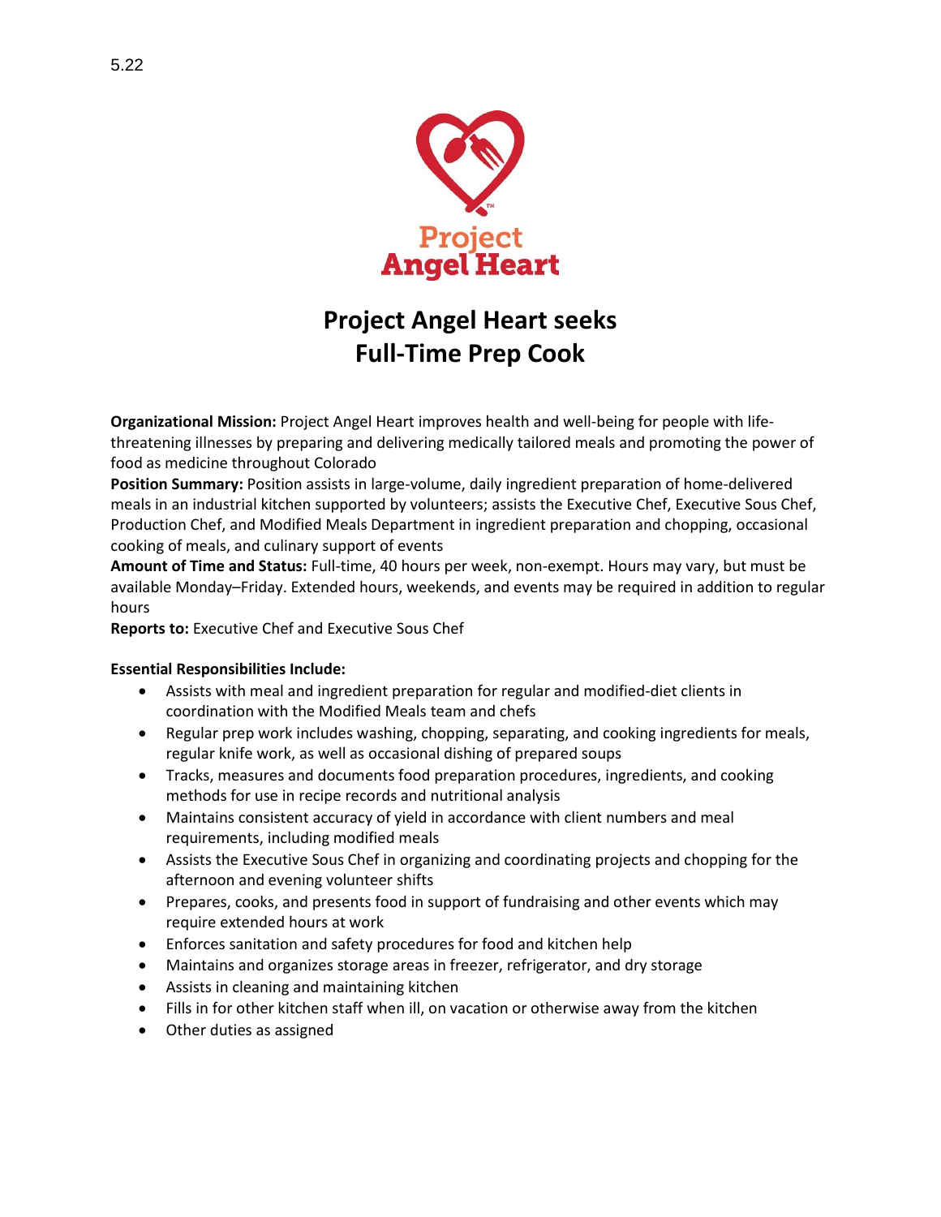5.22

# Project Angel Heart seeks Full-Time Prep Cook

**Organizational Mission:** Project Angel Heart improves health and well-being for people with life-threatening illnesses by preparing and delivering medically tailored meals and promoting the power of food as medicine throughout Colorado

**Position Summary:** Position assists in large-volume, daily ingredient preparation of home-delivered meals in an industrial kitchen supported by volunteers; assists the Executive Chef, Executive Sous Chef, Production Chef, and Modified Meals Department in ingredient preparation and chopping, occasional cooking of meals, and culinary support of events

**Amount of Time and Status:** Full-time, 40 hours per week, non-exempt. Hours may vary, but must be available Monday–Friday. Extended hours, weekends, and events may be required in addition to regular hours

**Reports to:** Executive Chef and Executive Sous Chef

**Essential Responsibilities Include:**

- Assists with meal and ingredient preparation for regular and modified-diet clients in coordination with the Modified Meals team and chefs
- Regular prep work includes washing, chopping, separating, and cooking ingredients for meals, regular knife work, as well as occasional dishing of prepared soups
- Tracks, measures and documents food preparation procedures, ingredients, and cooking methods for use in recipe records and nutritional analysis
- Maintains consistent accuracy of yield in accordance with client numbers and meal requirements, including modified meals
- Assists the Executive Sous Chef in organizing and coordinating projects and chopping for the afternoon and evening volunteer shifts
- Prepares, cooks, and presents food in support of fundraising and other events which may require extended hours at work
- Enforces sanitation and safety procedures for food and kitchen help
- Maintains and organizes storage areas in freezer, refrigerator, and dry storage
- Assists in cleaning and maintaining kitchen
- Fills in for other kitchen staff when ill, on vacation or otherwise away from the kitchen
- Other duties as assigned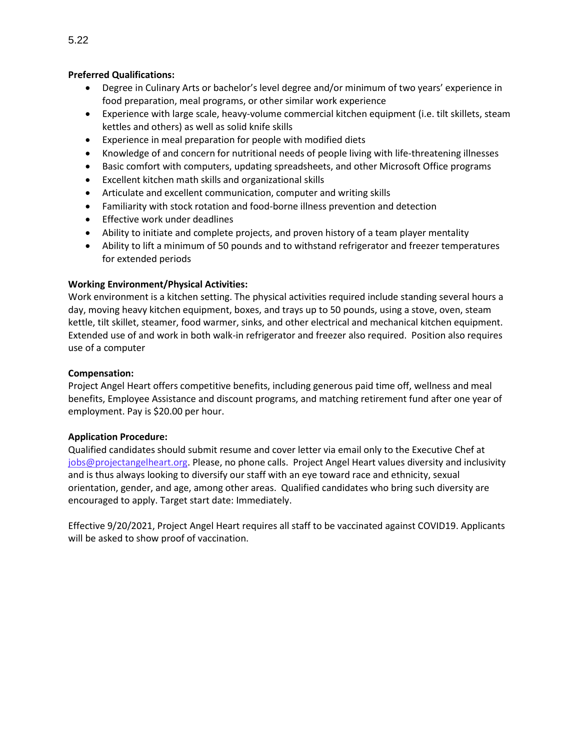5.22

**Preferred Qualifications:**

- Degree in Culinary Arts or bachelor's level degree and/or minimum of two years' experience in food preparation, meal programs, or other similar work experience
- Experience with large scale, heavy-volume commercial kitchen equipment (i.e. tilt skillets, steam kettles and others) as well as solid knife skills
- Experience in meal preparation for people with modified diets
- Knowledge of and concern for nutritional needs of people living with life-threatening illnesses
- Basic comfort with computers, updating spreadsheets, and other Microsoft Office programs
- Excellent kitchen math skills and organizational skills
- Articulate and excellent communication, computer and writing skills
- Familiarity with stock rotation and food-borne illness prevention and detection
- Effective work under deadlines
- Ability to initiate and complete projects, and proven history of a team player mentality
- Ability to lift a minimum of 50 pounds and to withstand refrigerator and freezer temperatures for extended periods

**Working Environment/Physical Activities:**

Work environment is a kitchen setting. The physical activities required include standing several hours a day, moving heavy kitchen equipment, boxes, and trays up to 50 pounds, using a stove, oven, steam kettle, tilt skillet, steamer, food warmer, sinks, and other electrical and mechanical kitchen equipment. Extended use of and work in both walk-in refrigerator and freezer also required. Position also requires use of a computer

**Compensation:**

Project Angel Heart offers competitive benefits, including generous paid time off, wellness and meal benefits, Employee Assistance and discount programs, and matching retirement fund after one year of employment. Pay is $20.00 per hour.

**Application Procedure:**

Qualified candidates should submit resume and cover letter via email only to the Executive Chef at jobs@projectangelheart.org. Please, no phone calls. Project Angel Heart values diversity and inclusivity and is thus always looking to diversify our staff with an eye toward race and ethnicity, sexual orientation, gender, and age, among other areas. Qualified candidates who bring such diversity are encouraged to apply. Target start date: Immediately.

Effective 9/20/2021, Project Angel Heart requires all staff to be vaccinated against COVID19. Applicants will be asked to show proof of vaccination.